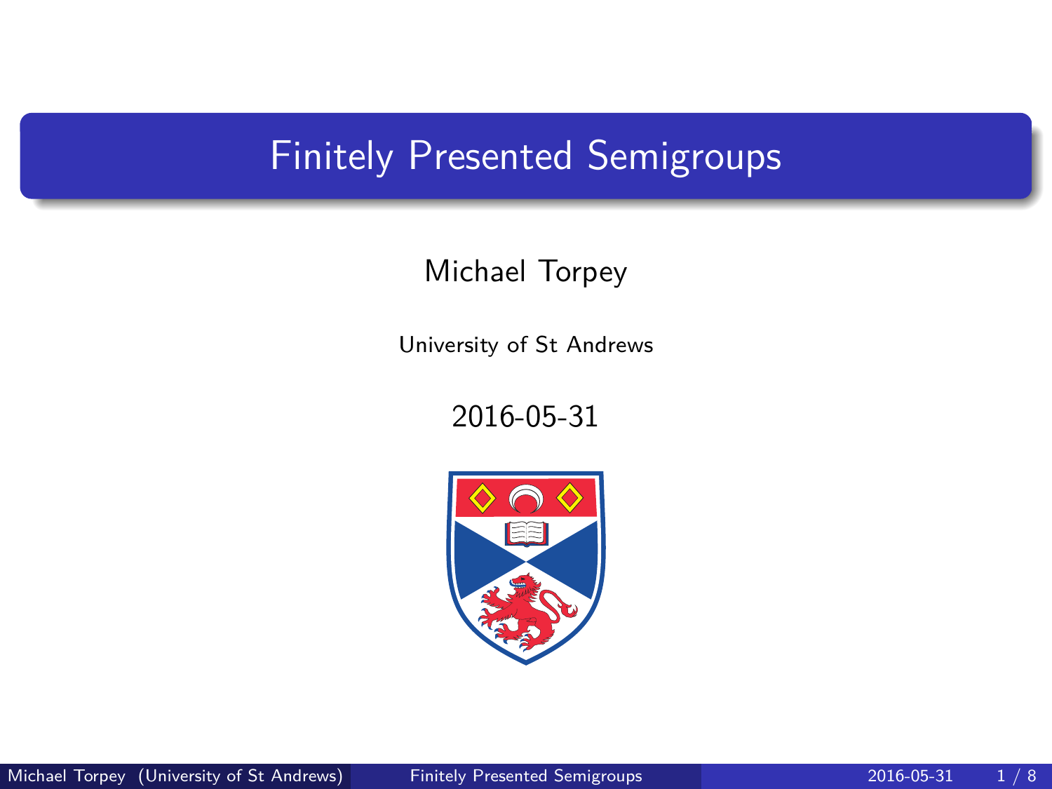# Finitely Presented Semigroups

Michael Torpey

University of St Andrews

2016-05-31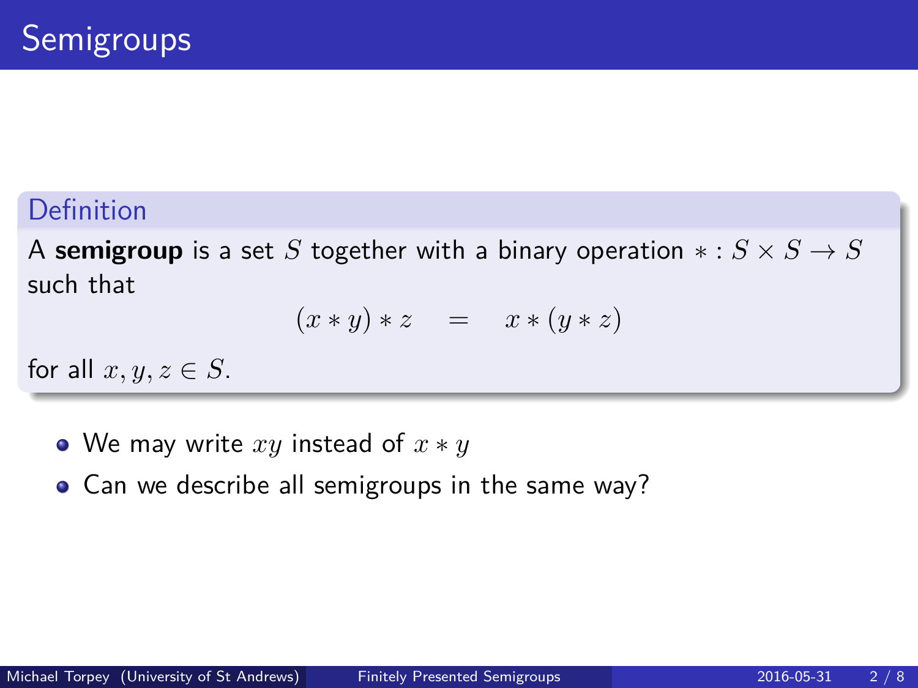# Semigroups

**Definition**

A **semigroup** is a set $S$ together with a binary operation $* : S \times S \to S$ such that

$$(x * y) * z \quad = \quad x * (y * z)$$

for all $x, y, z \in S$.

- We may write $xy$ instead of $x * y$
- Can we describe all semigroups in the same way?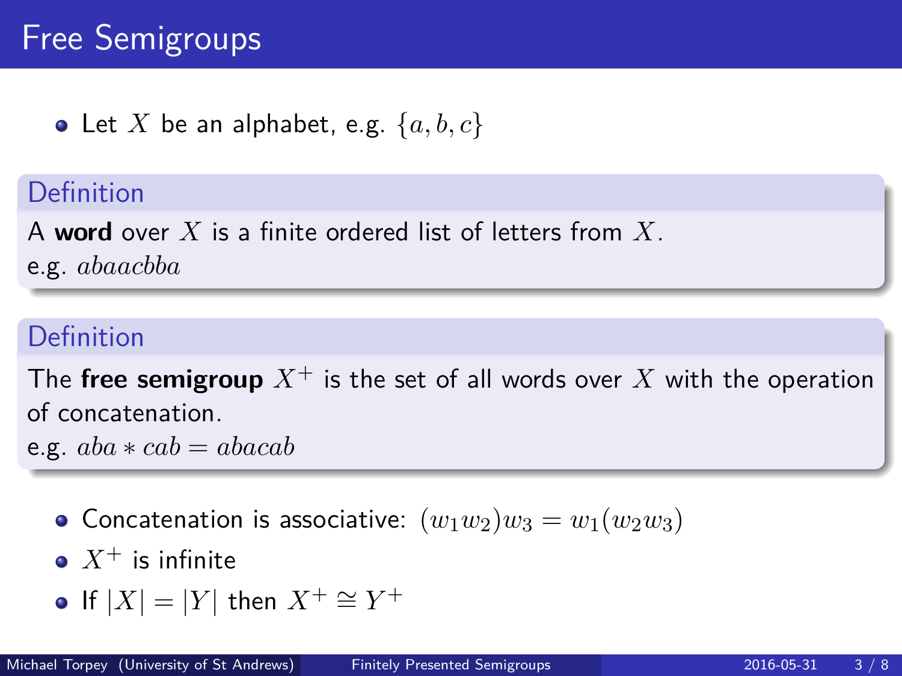# Free Semigroups

- Let $X$ be an alphabet, e.g. $\{a, b, c\}$

**Definition**

A **word** over $X$ is a finite ordered list of letters from $X$.
e.g. $abaacbba$

**Definition**

The **free semigroup** $X^+$ is the set of all words over $X$ with the operation of concatenation.
e.g. $aba * cab = abacab$

- Concatenation is associative: $(w_1 w_2) w_3 = w_1 (w_2 w_3)$
- $X^+$ is infinite
- If $|X| = |Y|$ then $X^+ \cong Y^+$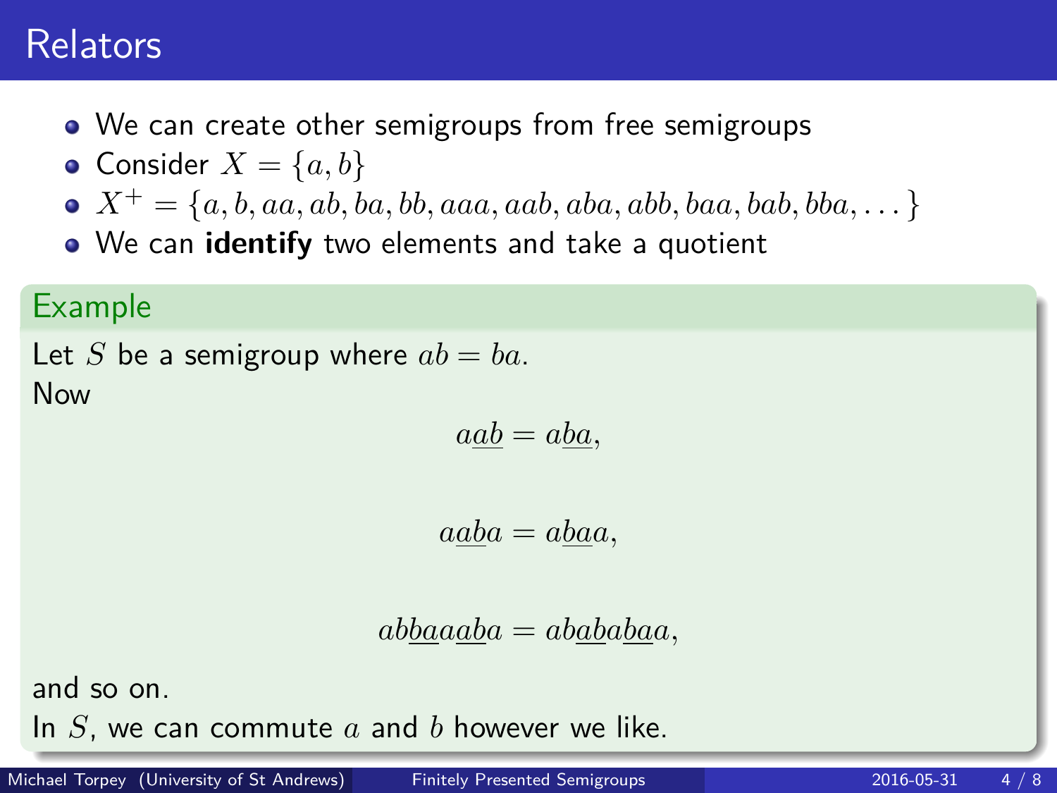# Relators

- We can create other semigroups from free semigroups
- Consider $X = \{a, b\}$
- $X^+ = \{a, b, aa, ab, ba, bb, aaa, aab, aba, abb, baa, bab, bba, \dots\}$
- We can **identify** two elements and take a quotient

## Example

Let $S$ be a semigroup where $ab = ba$.
Now

$$a\underline{ab} = a\underline{ba},$$

$$a\underline{ab}a = a\underline{ba}a,$$

$$ab\underline{ba}a\underline{ab}a = ab\underline{ab}a\underline{ba}a,$$

and so on.
In $S$, we can commute $a$ and $b$ however we like.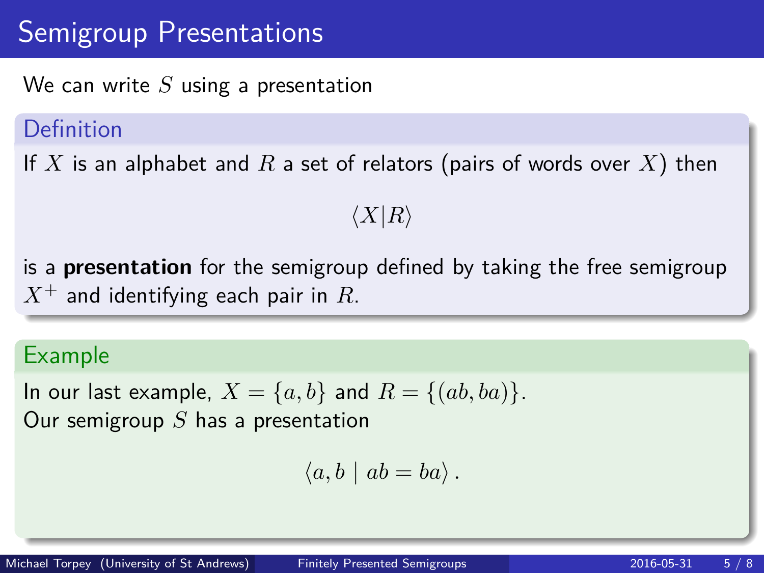# Semigroup Presentations

We can write $S$ using a presentation

**Definition**

If $X$ is an alphabet and $R$ a set of relators (pairs of words over $X$) then

$$\langle X | R \rangle$$

is a **presentation** for the semigroup defined by taking the free semigroup $X^+$ and identifying each pair in $R$.

**Example**

In our last example, $X = \{a, b\}$ and $R = \{(ab, ba)\}$.
Our semigroup $S$ has a presentation

$$\langle a, b \mid ab = ba \rangle .$$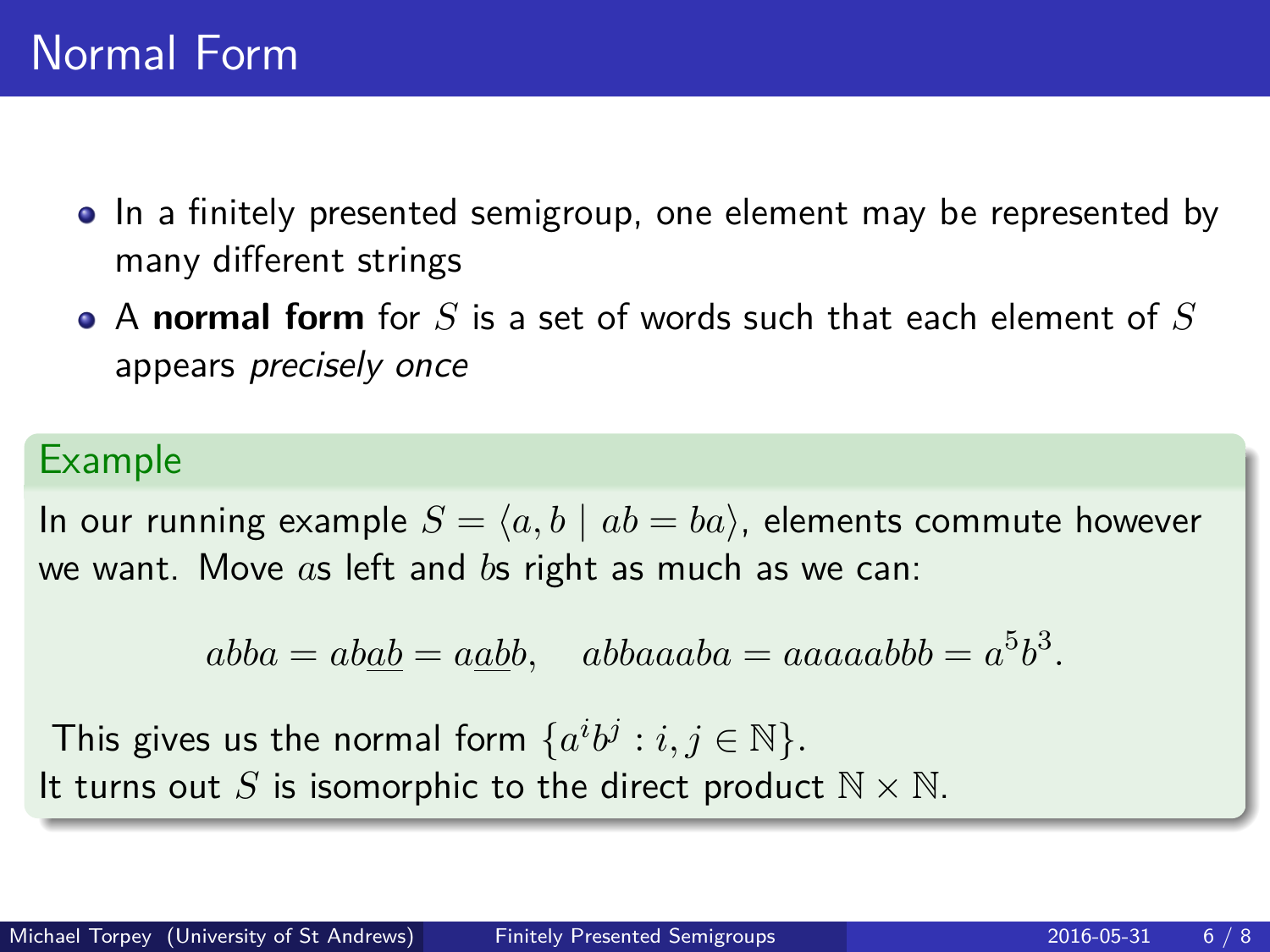# Normal Form

- In a finitely presented semigroup, one element may be represented by many different strings
- A **normal form** for $S$ is a set of words such that each element of $S$ appears *precisely once*

## Example

In our running example $S = \langle a, b \mid ab = ba \rangle$, elements commute however we want. Move $a$s left and $b$s right as much as we can:

$$abba = ab\underline{ab} = a\underline{ab}b, \quad abbaaaba = aaaaabbb = a^5b^3.$$

This gives us the normal form $\{a^i b^j : i, j \in \mathbb{N}\}$.
It turns out $S$ is isomorphic to the direct product $\mathbb{N} \times \mathbb{N}$.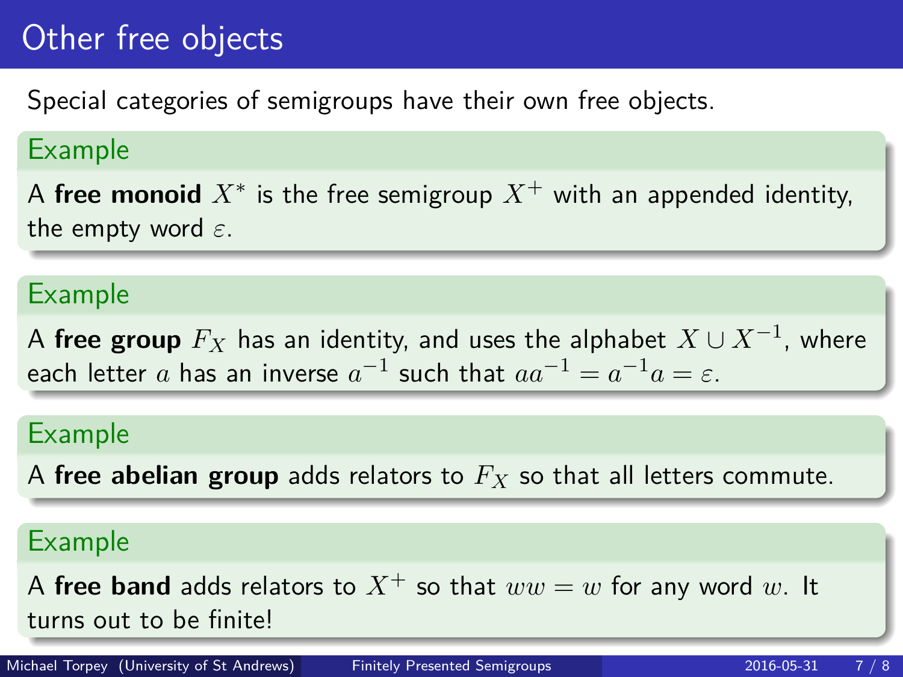# Other free objects

Special categories of semigroups have their own free objects.

**Example**

A **free monoid** $X^*$ is the free semigroup $X^+$ with an appended identity, the empty word $\varepsilon$.

**Example**

A **free group** $F_X$ has an identity, and uses the alphabet $X \cup X^{-1}$, where each letter $a$ has an inverse $a^{-1}$ such that $aa^{-1} = a^{-1}a = \varepsilon$.

**Example**

A **free abelian group** adds relators to $F_X$ so that all letters commute.

**Example**

A **free band** adds relators to $X^+$ so that $ww = w$ for any word $w$. It turns out to be finite!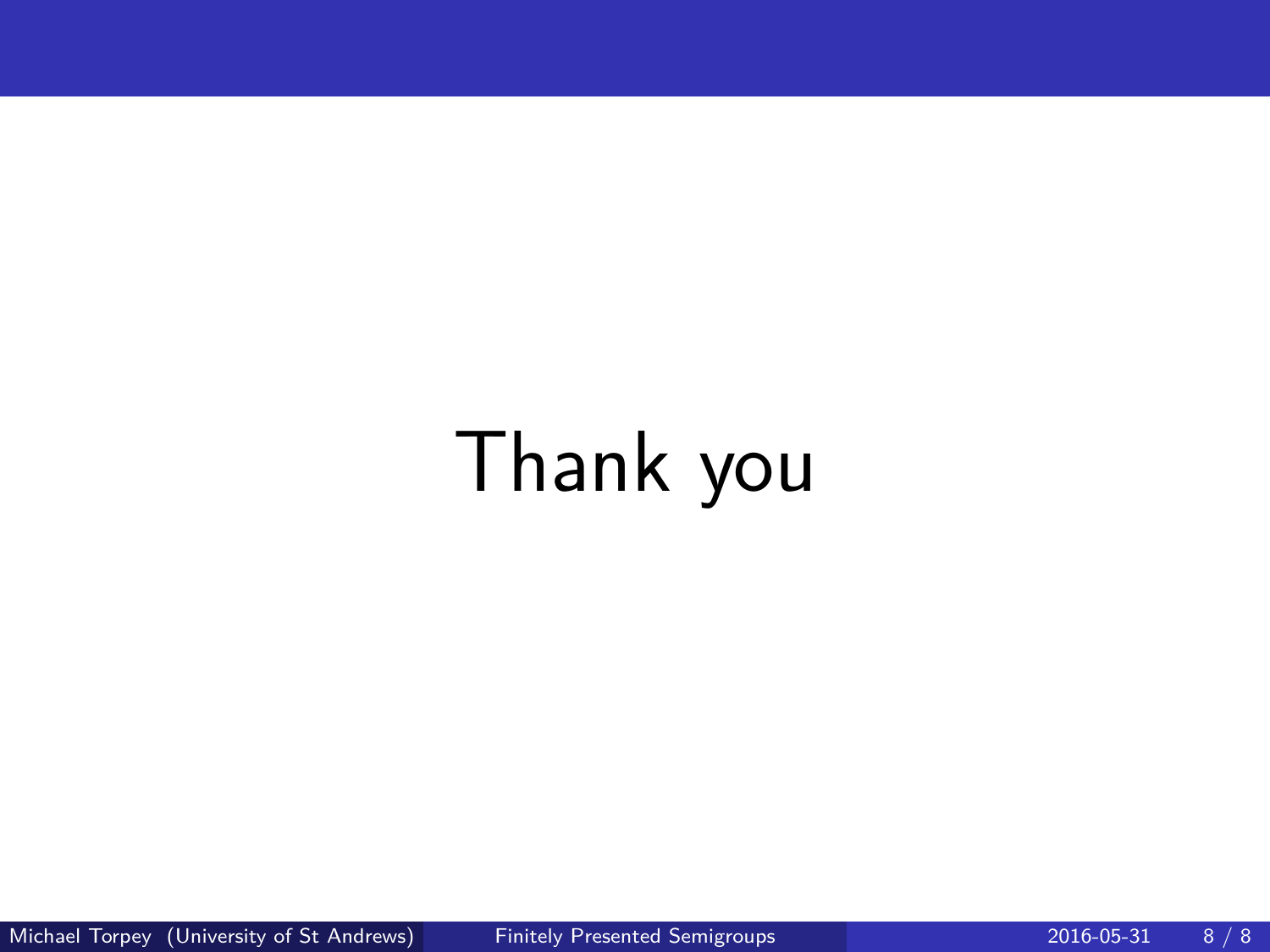Thank you